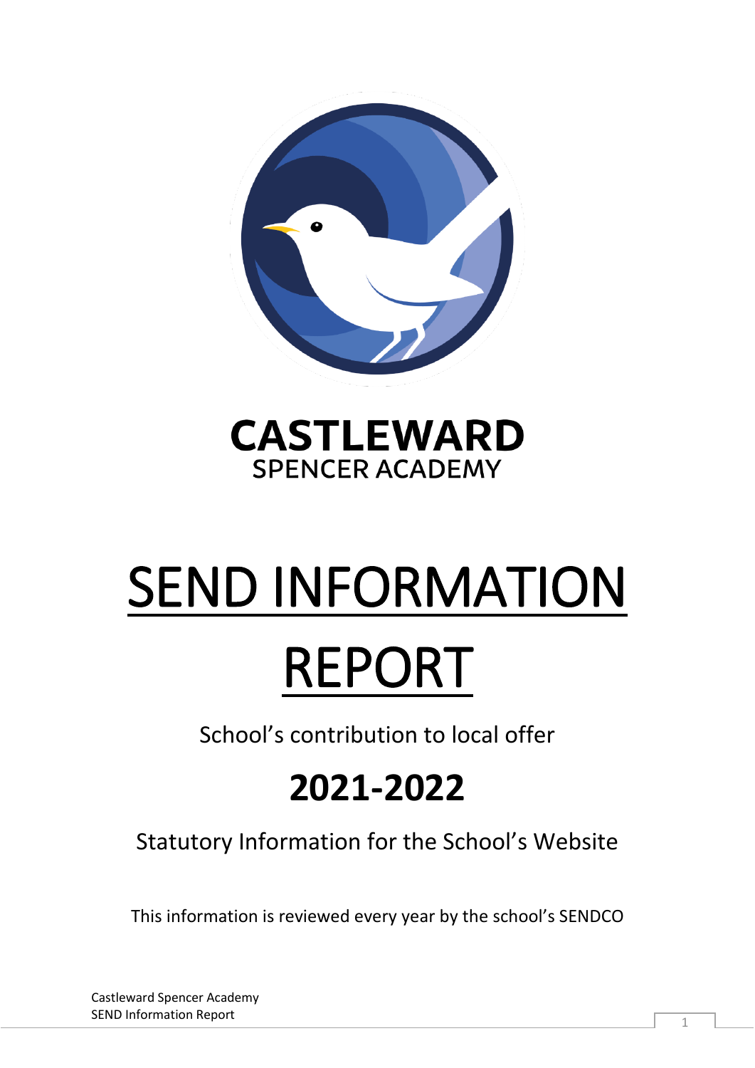**CASTLEWARD**
SPENCER ACADEMY

# SEND INFORMATION REPORT

School's contribution to local offer

## 2021-2022

Statutory Information for the School's Website

This information is reviewed every year by the school's SENDCO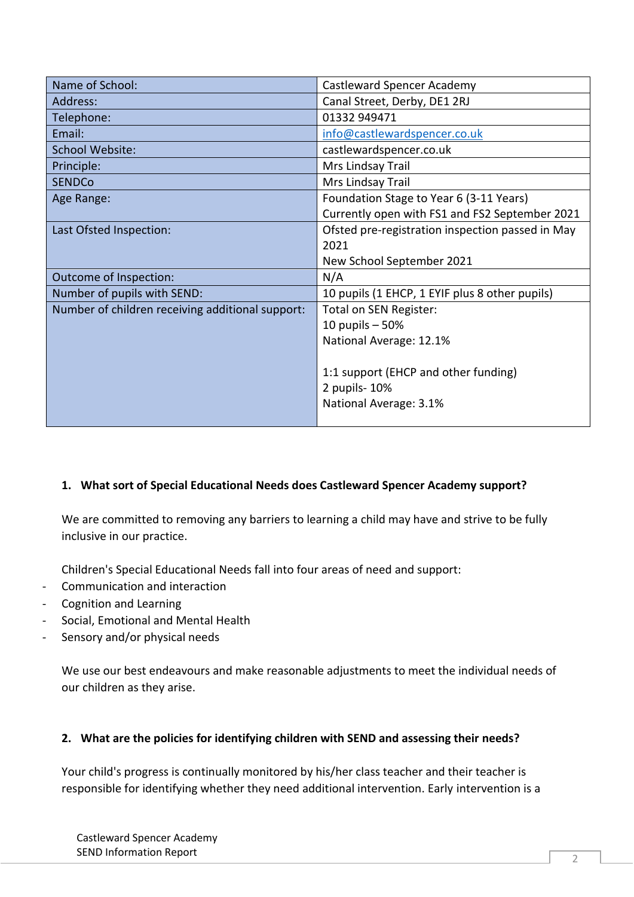| Name of School: | Castleward Spencer Academy |
|---|---|
| Address: | Canal Street, Derby, DE1 2RJ |
| Telephone: | 01332 949471 |
| Email: | info@castlewardspencer.co.uk |
| School Website: | castlewardspencer.co.uk |
| Principle: | Mrs Lindsay Trail |
| SENDCo | Mrs Lindsay Trail |
| Age Range: | Foundation Stage to Year 6 (3-11 Years)<br>Currently open with FS1 and FS2 September 2021 |
| Last Ofsted Inspection: | Ofsted pre-registration inspection passed in May 2021<br>New School September 2021 |
| Outcome of Inspection: | N/A |
| Number of pupils with SEND: | 10 pupils (1 EHCP, 1 EYIF plus 8 other pupils) |
| Number of children receiving additional support: | Total on SEN Register:<br>10 pupils – 50%<br>National Average: 12.1%<br><br>1:1 support (EHCP and other funding)<br>2 pupils- 10%<br>National Average: 3.1% |

**1. What sort of Special Educational Needs does Castleward Spencer Academy support?**

We are committed to removing any barriers to learning a child may have and strive to be fully inclusive in our practice.

Children's Special Educational Needs fall into four areas of need and support:

- Communication and interaction
- Cognition and Learning
- Social, Emotional and Mental Health
- Sensory and/or physical needs

We use our best endeavours and make reasonable adjustments to meet the individual needs of our children as they arise.

**2. What are the policies for identifying children with SEND and assessing their needs?**

Your child's progress is continually monitored by his/her class teacher and their teacher is responsible for identifying whether they need additional intervention. Early intervention is a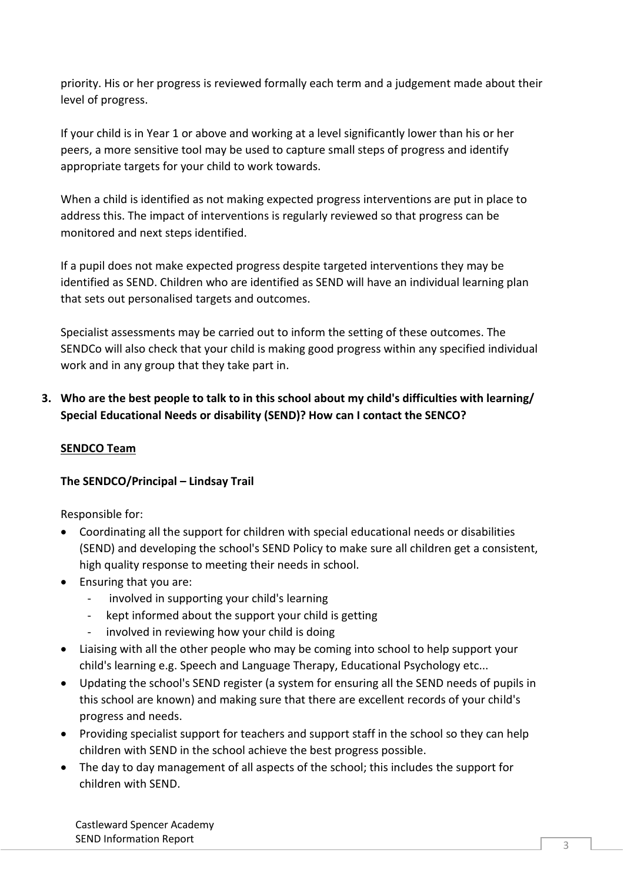priority. His or her progress is reviewed formally each term and a judgement made about their level of progress.

If your child is in Year 1 or above and working at a level significantly lower than his or her peers, a more sensitive tool may be used to capture small steps of progress and identify appropriate targets for your child to work towards.

When a child is identified as not making expected progress interventions are put in place to address this. The impact of interventions is regularly reviewed so that progress can be monitored and next steps identified.

If a pupil does not make expected progress despite targeted interventions they may be identified as SEND. Children who are identified as SEND will have an individual learning plan that sets out personalised targets and outcomes.

Specialist assessments may be carried out to inform the setting of these outcomes. The SENDCo will also check that your child is making good progress within any specified individual work and in any group that they take part in.

3. **Who are the best people to talk to in this school about my child's difficulties with learning/ Special Educational Needs or disability (SEND)? How can I contact the SENCO?**

**<u>SENDCO Team</u>**

**The SENDCO/Principal – Lindsay Trail**

Responsible for:

- Coordinating all the support for children with special educational needs or disabilities (SEND) and developing the school's SEND Policy to make sure all children get a consistent, high quality response to meeting their needs in school.
- Ensuring that you are:
  - involved in supporting your child's learning
  - kept informed about the support your child is getting
  - involved in reviewing how your child is doing
- Liaising with all the other people who may be coming into school to help support your child's learning e.g. Speech and Language Therapy, Educational Psychology etc...
- Updating the school's SEND register (a system for ensuring all the SEND needs of pupils in this school are known) and making sure that there are excellent records of your child's progress and needs.
- Providing specialist support for teachers and support staff in the school so they can help children with SEND in the school achieve the best progress possible.
- The day to day management of all aspects of the school; this includes the support for children with SEND.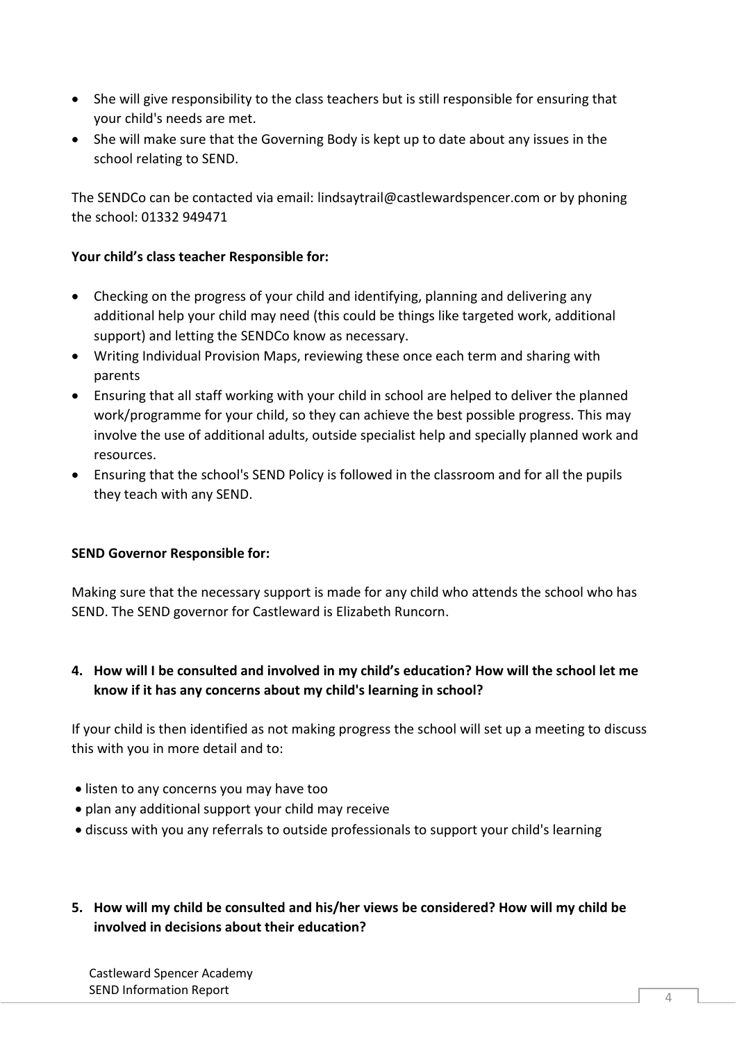- She will give responsibility to the class teachers but is still responsible for ensuring that your child's needs are met.
- She will make sure that the Governing Body is kept up to date about any issues in the school relating to SEND.

The SENDCo can be contacted via email: lindsaytrail@castlewardspencer.com or by phoning the school: 01332 949471

**Your child's class teacher Responsible for:**

- Checking on the progress of your child and identifying, planning and delivering any additional help your child may need (this could be things like targeted work, additional support) and letting the SENDCo know as necessary.
- Writing Individual Provision Maps, reviewing these once each term and sharing with parents
- Ensuring that all staff working with your child in school are helped to deliver the planned work/programme for your child, so they can achieve the best possible progress. This may involve the use of additional adults, outside specialist help and specially planned work and resources.
- Ensuring that the school's SEND Policy is followed in the classroom and for all the pupils they teach with any SEND.

**SEND Governor Responsible for:**

Making sure that the necessary support is made for any child who attends the school who has SEND. The SEND governor for Castleward is Elizabeth Runcorn.

**4. How will I be consulted and involved in my child's education? How will the school let me know if it has any concerns about my child's learning in school?**

If your child is then identified as not making progress the school will set up a meeting to discuss this with you in more detail and to:

- listen to any concerns you may have too
- plan any additional support your child may receive
- discuss with you any referrals to outside professionals to support your child's learning

**5. How will my child be consulted and his/her views be considered? How will my child be involved in decisions about their education?**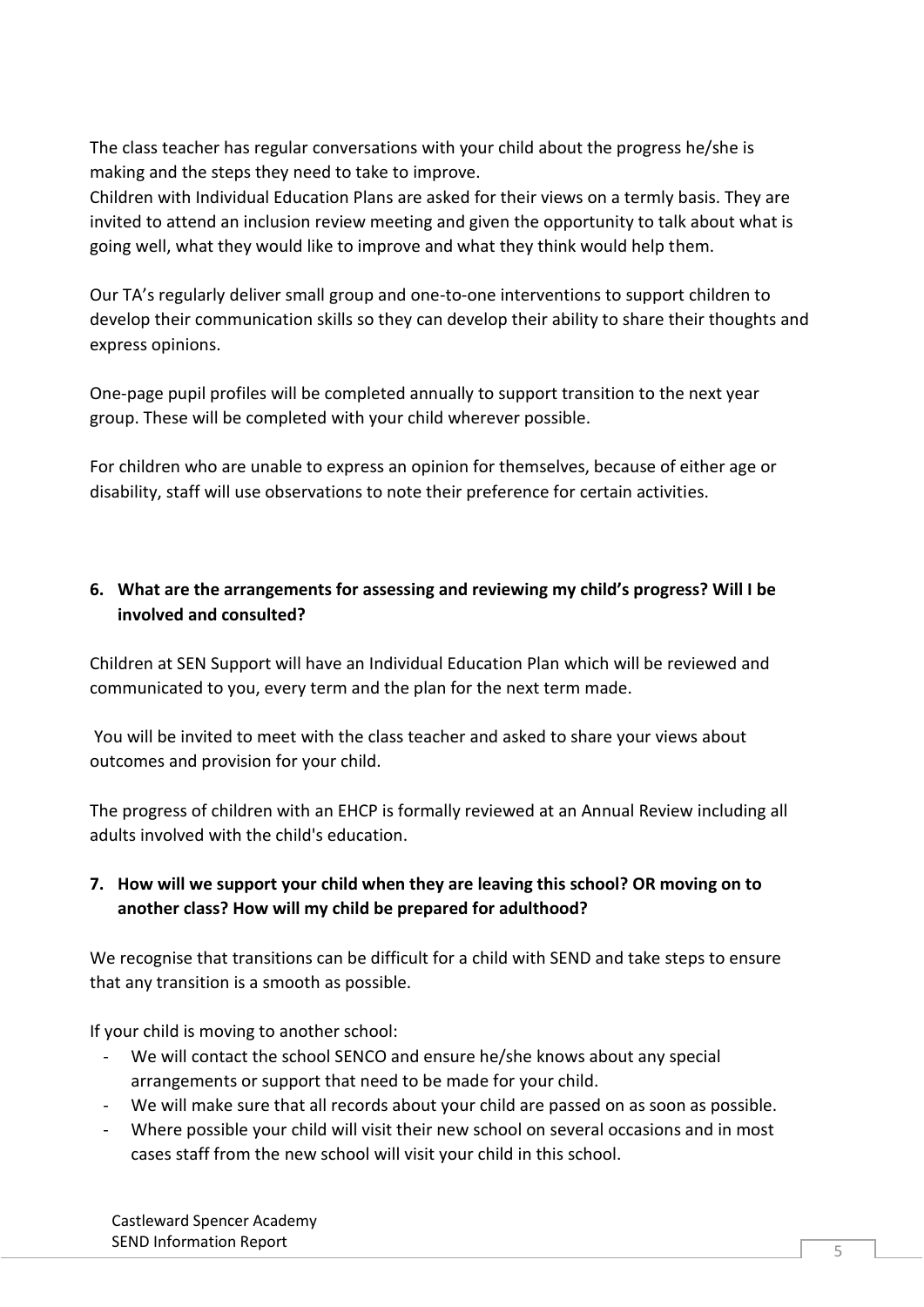The class teacher has regular conversations with your child about the progress he/she is making and the steps they need to take to improve.
Children with Individual Education Plans are asked for their views on a termly basis. They are invited to attend an inclusion review meeting and given the opportunity to talk about what is going well, what they would like to improve and what they think would help them.

Our TA's regularly deliver small group and one-to-one interventions to support children to develop their communication skills so they can develop their ability to share their thoughts and express opinions.

One-page pupil profiles will be completed annually to support transition to the next year group. These will be completed with your child wherever possible.

For children who are unable to express an opinion for themselves, because of either age or disability, staff will use observations to note their preference for certain activities.

**6. What are the arrangements for assessing and reviewing my child's progress? Will I be involved and consulted?**

Children at SEN Support will have an Individual Education Plan which will be reviewed and communicated to you, every term and the plan for the next term made.

You will be invited to meet with the class teacher and asked to share your views about outcomes and provision for your child.

The progress of children with an EHCP is formally reviewed at an Annual Review including all adults involved with the child's education.

**7. How will we support your child when they are leaving this school? OR moving on to another class? How will my child be prepared for adulthood?**

We recognise that transitions can be difficult for a child with SEND and take steps to ensure that any transition is a smooth as possible.

If your child is moving to another school:

- We will contact the school SENCO and ensure he/she knows about any special arrangements or support that need to be made for your child.
- We will make sure that all records about your child are passed on as soon as possible.
- Where possible your child will visit their new school on several occasions and in most cases staff from the new school will visit your child in this school.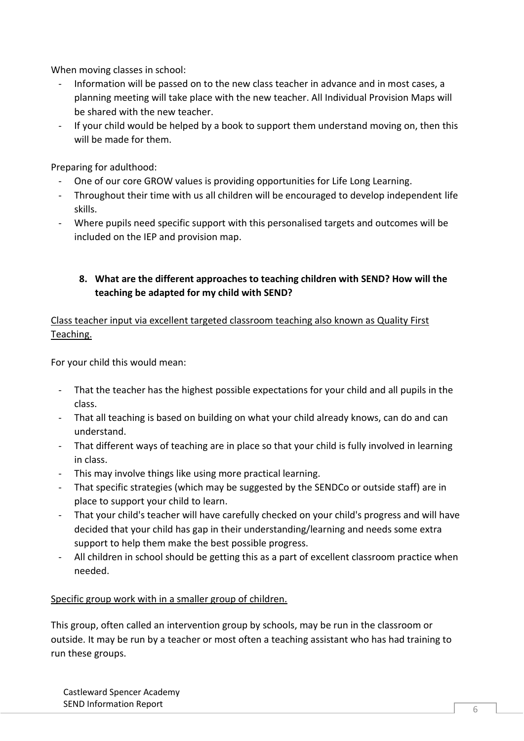When moving classes in school:

- Information will be passed on to the new class teacher in advance and in most cases, a planning meeting will take place with the new teacher. All Individual Provision Maps will be shared with the new teacher.
- If your child would be helped by a book to support them understand moving on, then this will be made for them.

Preparing for adulthood:

- One of our core GROW values is providing opportunities for Life Long Learning.
- Throughout their time with us all children will be encouraged to develop independent life skills.
- Where pupils need specific support with this personalised targets and outcomes will be included on the IEP and provision map.

## 8. What are the different approaches to teaching children with SEND? How will the teaching be adapted for my child with SEND?

<u>Class teacher input via excellent targeted classroom teaching also known as Quality First Teaching.</u>

For your child this would mean:

- That the teacher has the highest possible expectations for your child and all pupils in the class.
- That all teaching is based on building on what your child already knows, can do and can understand.
- That different ways of teaching are in place so that your child is fully involved in learning in class.
- This may involve things like using more practical learning.
- That specific strategies (which may be suggested by the SENDCo or outside staff) are in place to support your child to learn.
- That your child's teacher will have carefully checked on your child's progress and will have decided that your child has gap in their understanding/learning and needs some extra support to help them make the best possible progress.
- All children in school should be getting this as a part of excellent classroom practice when needed.

<u>Specific group work with in a smaller group of children.</u>

This group, often called an intervention group by schools, may be run in the classroom or outside. It may be run by a teacher or most often a teaching assistant who has had training to run these groups.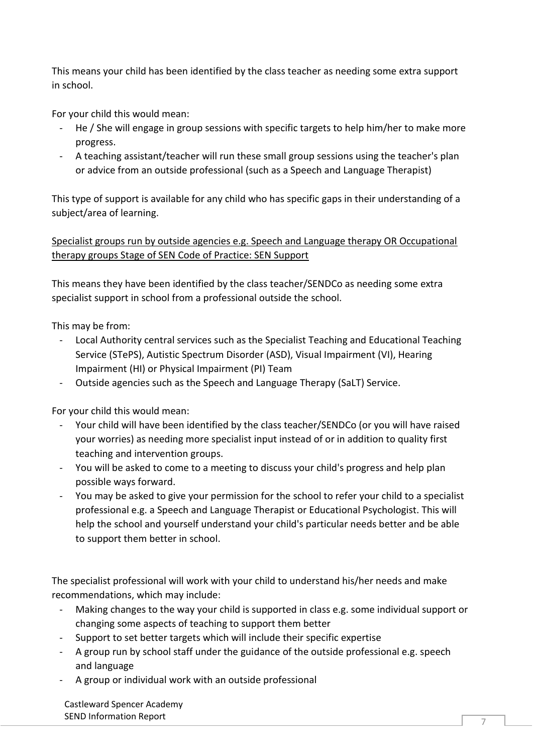This means your child has been identified by the class teacher as needing some extra support in school.

For your child this would mean:

- He / She will engage in group sessions with specific targets to help him/her to make more progress.
- A teaching assistant/teacher will run these small group sessions using the teacher's plan or advice from an outside professional (such as a Speech and Language Therapist)

This type of support is available for any child who has specific gaps in their understanding of a subject/area of learning.

<u>Specialist groups run by outside agencies e.g. Speech and Language therapy OR Occupational therapy groups Stage of SEN Code of Practice: SEN Support</u>

This means they have been identified by the class teacher/SENDCo as needing some extra specialist support in school from a professional outside the school.

This may be from:

- Local Authority central services such as the Specialist Teaching and Educational Teaching Service (STePS), Autistic Spectrum Disorder (ASD), Visual Impairment (VI), Hearing Impairment (HI) or Physical Impairment (PI) Team
- Outside agencies such as the Speech and Language Therapy (SaLT) Service.

For your child this would mean:

- Your child will have been identified by the class teacher/SENDCo (or you will have raised your worries) as needing more specialist input instead of or in addition to quality first teaching and intervention groups.
- You will be asked to come to a meeting to discuss your child's progress and help plan possible ways forward.
- You may be asked to give your permission for the school to refer your child to a specialist professional e.g. a Speech and Language Therapist or Educational Psychologist. This will help the school and yourself understand your child's particular needs better and be able to support them better in school.

The specialist professional will work with your child to understand his/her needs and make recommendations, which may include:

- Making changes to the way your child is supported in class e.g. some individual support or changing some aspects of teaching to support them better
- Support to set better targets which will include their specific expertise
- A group run by school staff under the guidance of the outside professional e.g. speech and language
- A group or individual work with an outside professional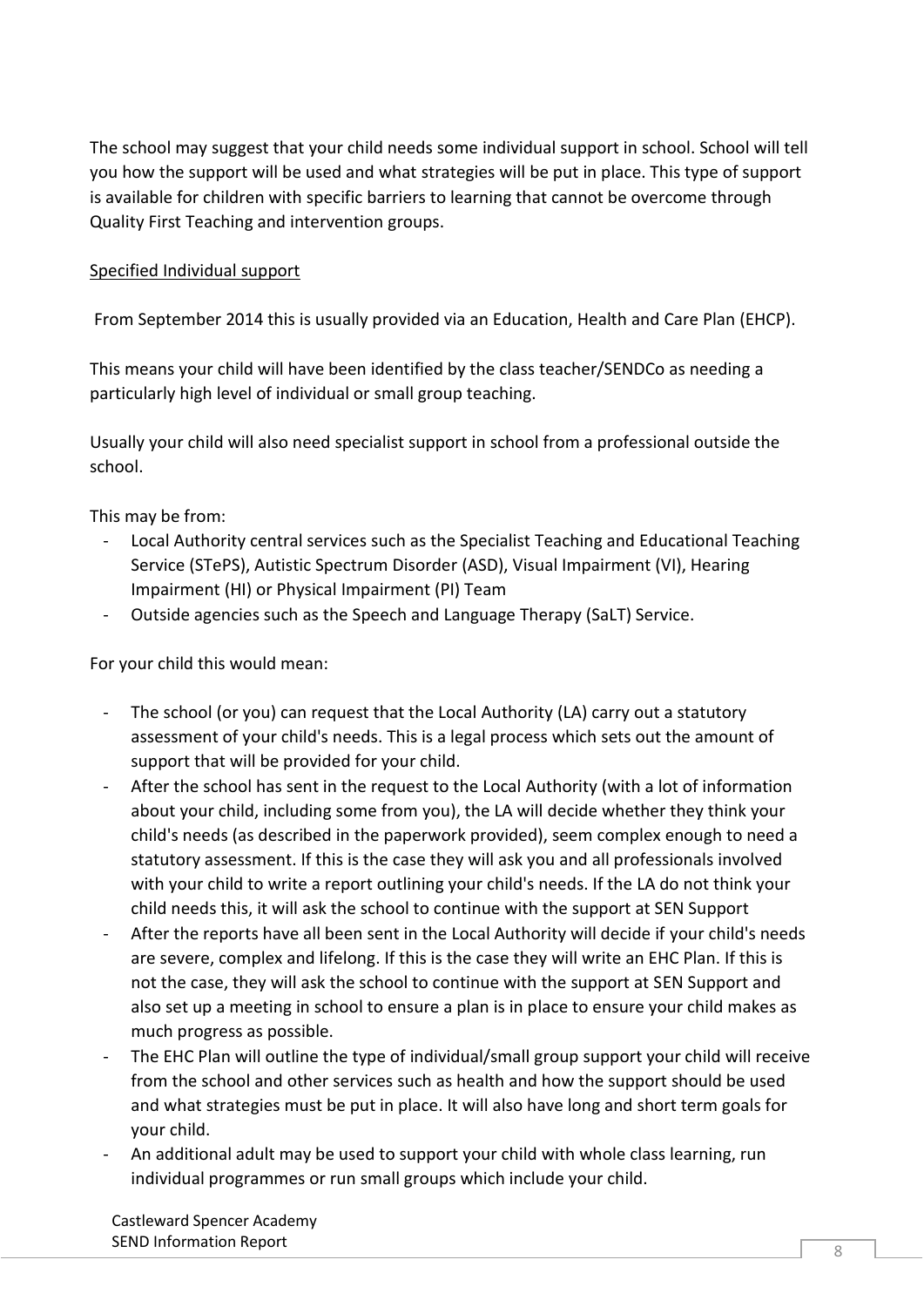The school may suggest that your child needs some individual support in school. School will tell you how the support will be used and what strategies will be put in place. This type of support is available for children with specific barriers to learning that cannot be overcome through Quality First Teaching and intervention groups.

<u>Specified Individual support</u>

From September 2014 this is usually provided via an Education, Health and Care Plan (EHCP).

This means your child will have been identified by the class teacher/SENDCo as needing a particularly high level of individual or small group teaching.

Usually your child will also need specialist support in school from a professional outside the school.

This may be from:

- Local Authority central services such as the Specialist Teaching and Educational Teaching Service (STePS), Autistic Spectrum Disorder (ASD), Visual Impairment (VI), Hearing Impairment (HI) or Physical Impairment (PI) Team
- Outside agencies such as the Speech and Language Therapy (SaLT) Service.

For your child this would mean:

- The school (or you) can request that the Local Authority (LA) carry out a statutory assessment of your child's needs. This is a legal process which sets out the amount of support that will be provided for your child.
- After the school has sent in the request to the Local Authority (with a lot of information about your child, including some from you), the LA will decide whether they think your child's needs (as described in the paperwork provided), seem complex enough to need a statutory assessment. If this is the case they will ask you and all professionals involved with your child to write a report outlining your child's needs. If the LA do not think your child needs this, it will ask the school to continue with the support at SEN Support
- After the reports have all been sent in the Local Authority will decide if your child's needs are severe, complex and lifelong. If this is the case they will write an EHC Plan. If this is not the case, they will ask the school to continue with the support at SEN Support and also set up a meeting in school to ensure a plan is in place to ensure your child makes as much progress as possible.
- The EHC Plan will outline the type of individual/small group support your child will receive from the school and other services such as health and how the support should be used and what strategies must be put in place. It will also have long and short term goals for your child.
- An additional adult may be used to support your child with whole class learning, run individual programmes or run small groups which include your child.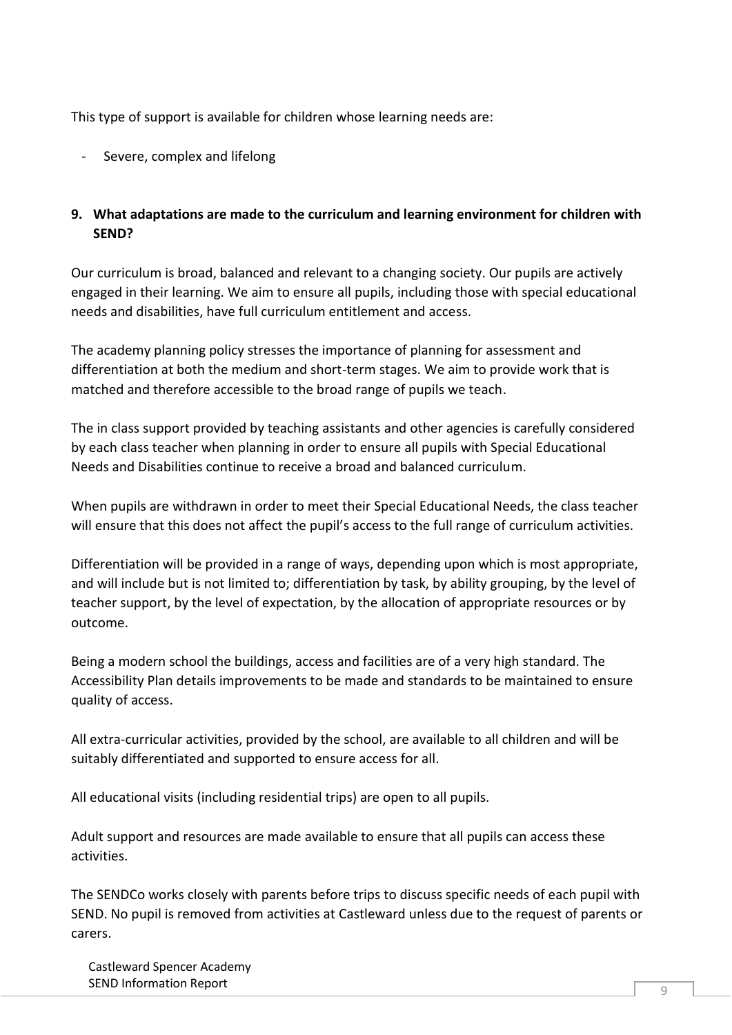This type of support is available for children whose learning needs are:

- Severe, complex and lifelong

**9. What adaptations are made to the curriculum and learning environment for children with SEND?**

Our curriculum is broad, balanced and relevant to a changing society. Our pupils are actively engaged in their learning. We aim to ensure all pupils, including those with special educational needs and disabilities, have full curriculum entitlement and access.

The academy planning policy stresses the importance of planning for assessment and differentiation at both the medium and short-term stages. We aim to provide work that is matched and therefore accessible to the broad range of pupils we teach.

The in class support provided by teaching assistants and other agencies is carefully considered by each class teacher when planning in order to ensure all pupils with Special Educational Needs and Disabilities continue to receive a broad and balanced curriculum.

When pupils are withdrawn in order to meet their Special Educational Needs, the class teacher will ensure that this does not affect the pupil's access to the full range of curriculum activities.

Differentiation will be provided in a range of ways, depending upon which is most appropriate, and will include but is not limited to; differentiation by task, by ability grouping, by the level of teacher support, by the level of expectation, by the allocation of appropriate resources or by outcome.

Being a modern school the buildings, access and facilities are of a very high standard. The Accessibility Plan details improvements to be made and standards to be maintained to ensure quality of access.

All extra-curricular activities, provided by the school, are available to all children and will be suitably differentiated and supported to ensure access for all.

All educational visits (including residential trips) are open to all pupils.

Adult support and resources are made available to ensure that all pupils can access these activities.

The SENDCo works closely with parents before trips to discuss specific needs of each pupil with SEND. No pupil is removed from activities at Castleward unless due to the request of parents or carers.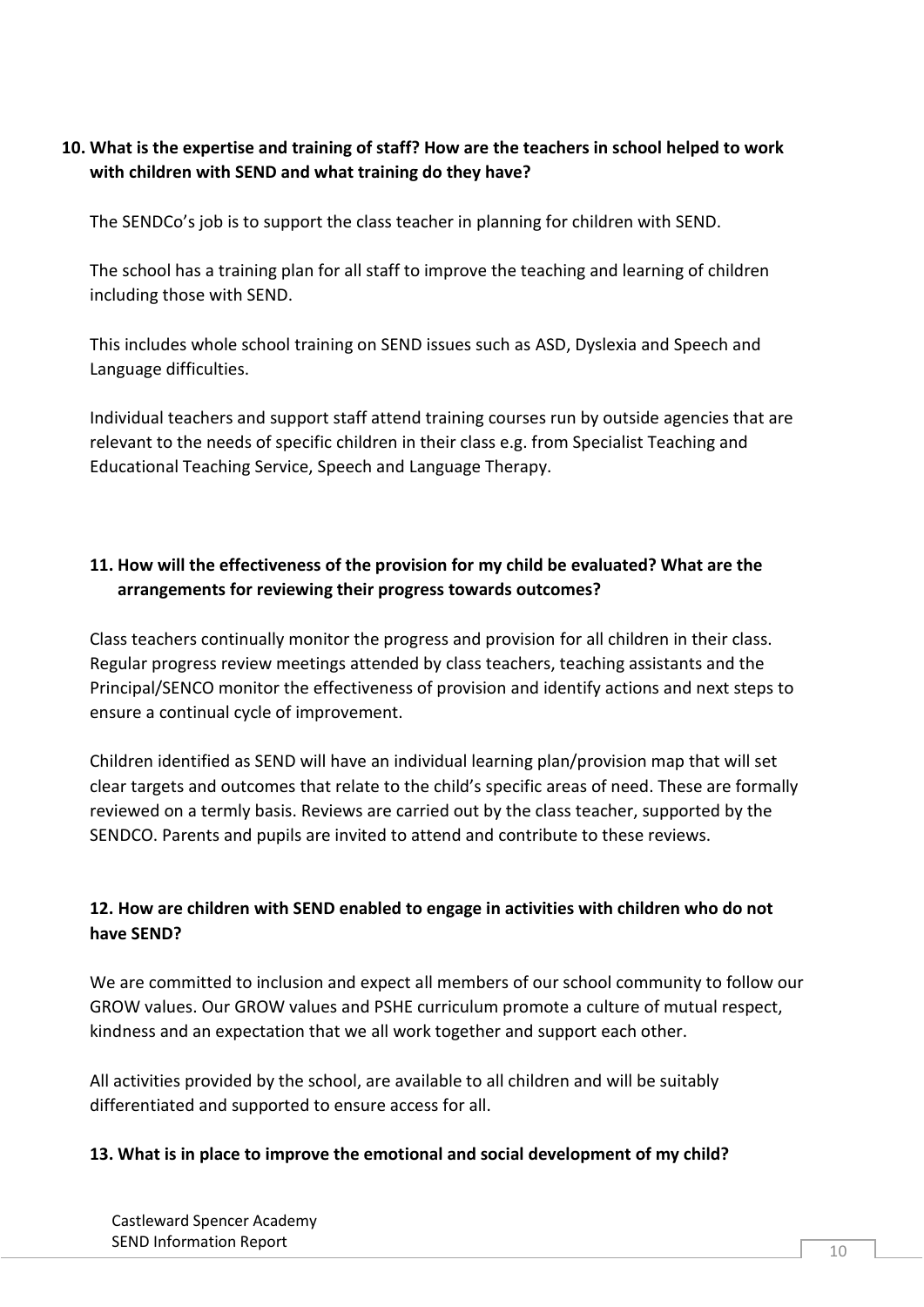**10. What is the expertise and training of staff? How are the teachers in school helped to work with children with SEND and what training do they have?**

The SENDCo's job is to support the class teacher in planning for children with SEND.

The school has a training plan for all staff to improve the teaching and learning of children including those with SEND.

This includes whole school training on SEND issues such as ASD, Dyslexia and Speech and Language difficulties.

Individual teachers and support staff attend training courses run by outside agencies that are relevant to the needs of specific children in their class e.g. from Specialist Teaching and Educational Teaching Service, Speech and Language Therapy.

**11. How will the effectiveness of the provision for my child be evaluated? What are the arrangements for reviewing their progress towards outcomes?**

Class teachers continually monitor the progress and provision for all children in their class. Regular progress review meetings attended by class teachers, teaching assistants and the Principal/SENCO monitor the effectiveness of provision and identify actions and next steps to ensure a continual cycle of improvement.

Children identified as SEND will have an individual learning plan/provision map that will set clear targets and outcomes that relate to the child's specific areas of need. These are formally reviewed on a termly basis. Reviews are carried out by the class teacher, supported by the SENDCO. Parents and pupils are invited to attend and contribute to these reviews.

**12. How are children with SEND enabled to engage in activities with children who do not have SEND?**

We are committed to inclusion and expect all members of our school community to follow our GROW values. Our GROW values and PSHE curriculum promote a culture of mutual respect, kindness and an expectation that we all work together and support each other.

All activities provided by the school, are available to all children and will be suitably differentiated and supported to ensure access for all.

**13. What is in place to improve the emotional and social development of my child?**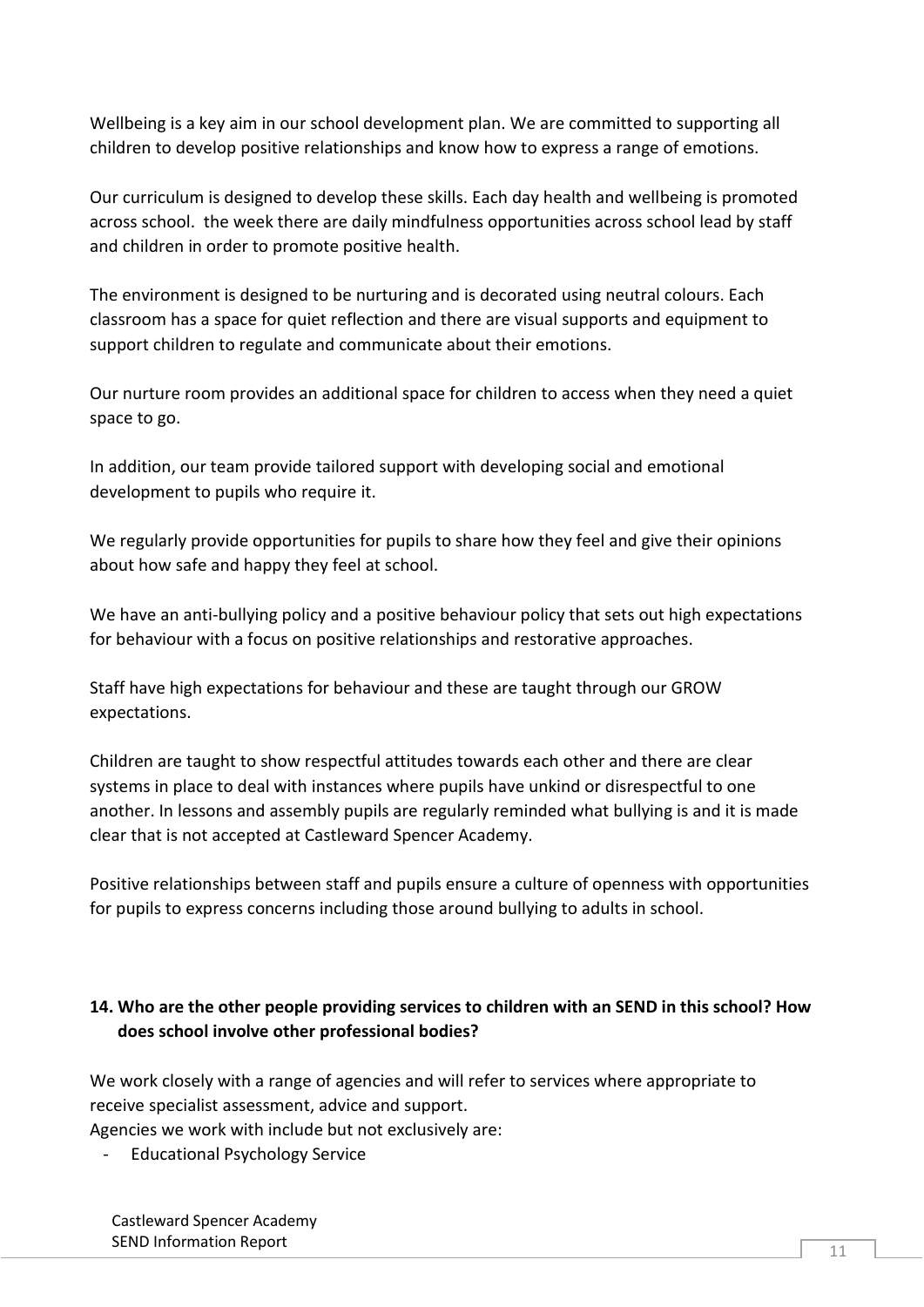Wellbeing is a key aim in our school development plan. We are committed to supporting all children to develop positive relationships and know how to express a range of emotions.

Our curriculum is designed to develop these skills. Each day health and wellbeing is promoted across school.  the week there are daily mindfulness opportunities across school lead by staff and children in order to promote positive health.

The environment is designed to be nurturing and is decorated using neutral colours. Each classroom has a space for quiet reflection and there are visual supports and equipment to support children to regulate and communicate about their emotions.

Our nurture room provides an additional space for children to access when they need a quiet space to go.

In addition, our team provide tailored support with developing social and emotional development to pupils who require it.

We regularly provide opportunities for pupils to share how they feel and give their opinions about how safe and happy they feel at school.

We have an anti-bullying policy and a positive behaviour policy that sets out high expectations for behaviour with a focus on positive relationships and restorative approaches.

Staff have high expectations for behaviour and these are taught through our GROW expectations.

Children are taught to show respectful attitudes towards each other and there are clear systems in place to deal with instances where pupils have unkind or disrespectful to one another. In lessons and assembly pupils are regularly reminded what bullying is and it is made clear that is not accepted at Castleward Spencer Academy.

Positive relationships between staff and pupils ensure a culture of openness with opportunities for pupils to express concerns including those around bullying to adults in school.

**14. Who are the other people providing services to children with an SEND in this school? How does school involve other professional bodies?**

We work closely with a range of agencies and will refer to services where appropriate to receive specialist assessment, advice and support.
Agencies we work with include but not exclusively are:

- Educational Psychology Service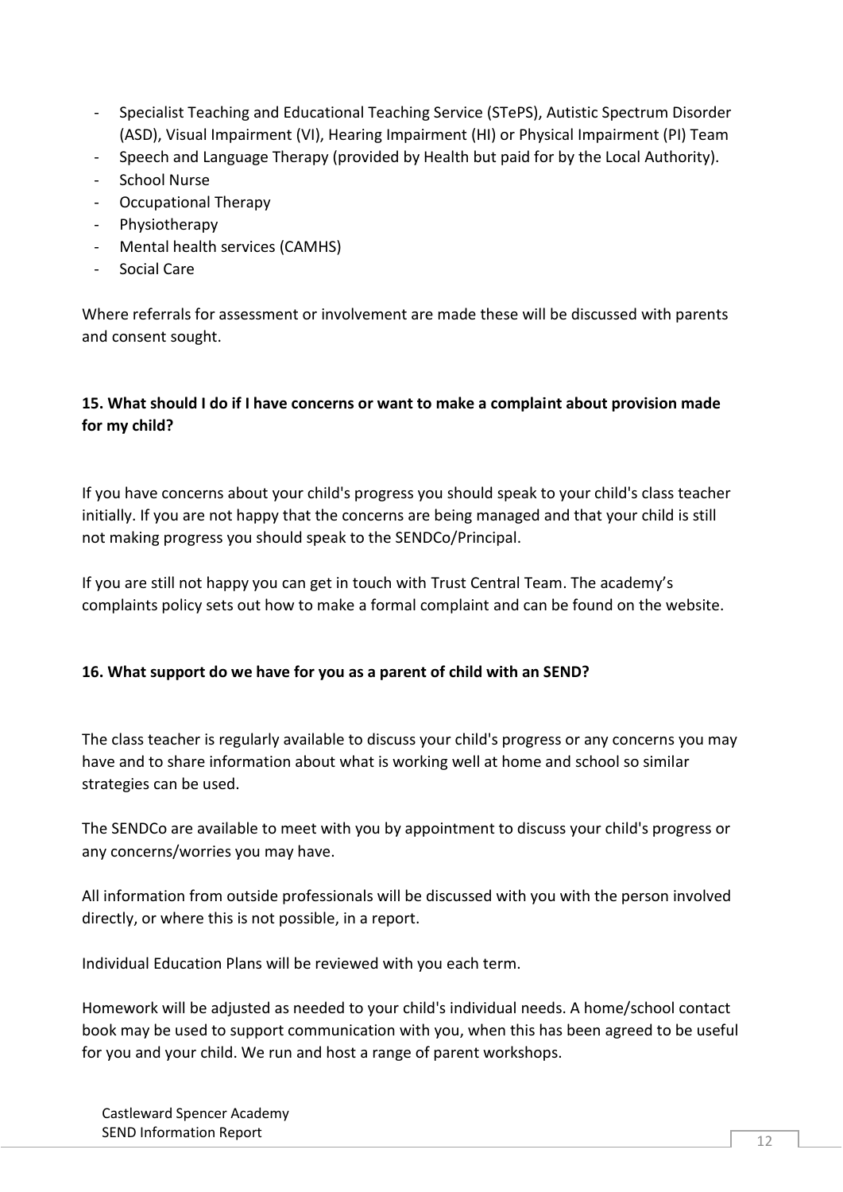- Specialist Teaching and Educational Teaching Service (STePS), Autistic Spectrum Disorder (ASD), Visual Impairment (VI), Hearing Impairment (HI) or Physical Impairment (PI) Team
- Speech and Language Therapy (provided by Health but paid for by the Local Authority).
- School Nurse
- Occupational Therapy
- Physiotherapy
- Mental health services (CAMHS)
- Social Care

Where referrals for assessment or involvement are made these will be discussed with parents and consent sought.

**15. What should I do if I have concerns or want to make a complaint about provision made for my child?**

If you have concerns about your child's progress you should speak to your child's class teacher initially. If you are not happy that the concerns are being managed and that your child is still not making progress you should speak to the SENDCo/Principal.

If you are still not happy you can get in touch with Trust Central Team. The academy's complaints policy sets out how to make a formal complaint and can be found on the website.

**16. What support do we have for you as a parent of child with an SEND?**

The class teacher is regularly available to discuss your child's progress or any concerns you may have and to share information about what is working well at home and school so similar strategies can be used.

The SENDCo are available to meet with you by appointment to discuss your child's progress or any concerns/worries you may have.

All information from outside professionals will be discussed with you with the person involved directly, or where this is not possible, in a report.

Individual Education Plans will be reviewed with you each term.

Homework will be adjusted as needed to your child's individual needs. A home/school contact book may be used to support communication with you, when this has been agreed to be useful for you and your child. We run and host a range of parent workshops.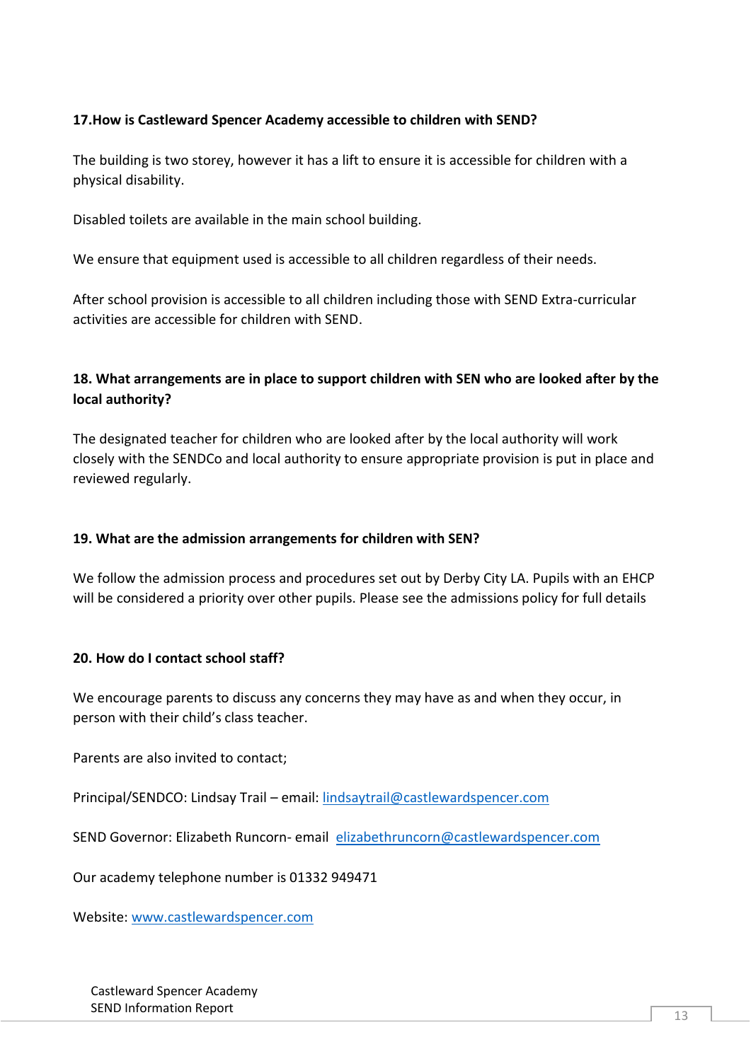**17.How is Castleward Spencer Academy accessible to children with SEND?**

The building is two storey, however it has a lift to ensure it is accessible for children with a physical disability.

Disabled toilets are available in the main school building.

We ensure that equipment used is accessible to all children regardless of their needs.

After school provision is accessible to all children including those with SEND Extra-curricular activities are accessible for children with SEND.

**18. What arrangements are in place to support children with SEN who are looked after by the local authority?**

The designated teacher for children who are looked after by the local authority will work closely with the SENDCo and local authority to ensure appropriate provision is put in place and reviewed regularly.

**19. What are the admission arrangements for children with SEN?**

We follow the admission process and procedures set out by Derby City LA. Pupils with an EHCP will be considered a priority over other pupils. Please see the admissions policy for full details

**20. How do I contact school staff?**

We encourage parents to discuss any concerns they may have as and when they occur, in person with their child's class teacher.

Parents are also invited to contact;

Principal/SENDCO: Lindsay Trail – email: lindsaytrail@castlewardspencer.com

SEND Governor: Elizabeth Runcorn- email elizabethruncorn@castlewardspencer.com

Our academy telephone number is 01332 949471

Website: www.castlewardspencer.com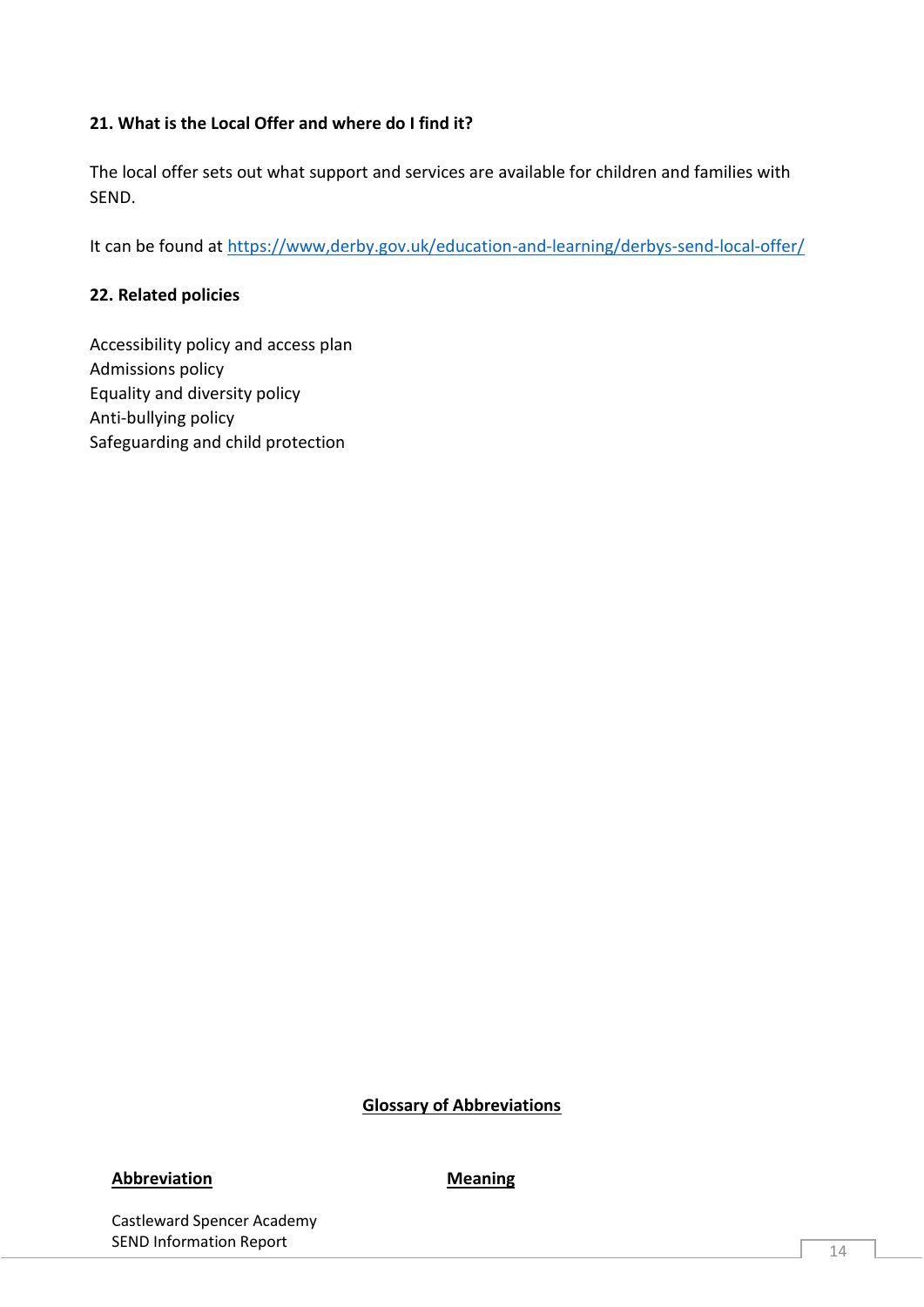**21. What is the Local Offer and where do I find it?**

The local offer sets out what support and services are available for children and families with SEND.

It can be found at https://www,derby.gov.uk/education-and-learning/derbys-send-local-offer/

**22. Related policies**

Accessibility policy and access plan
Admissions policy
Equality and diversity policy
Anti-bullying policy
Safeguarding and child protection

**Glossary of Abbreviations**

| **Abbreviation** | **Meaning** |
| --- | --- |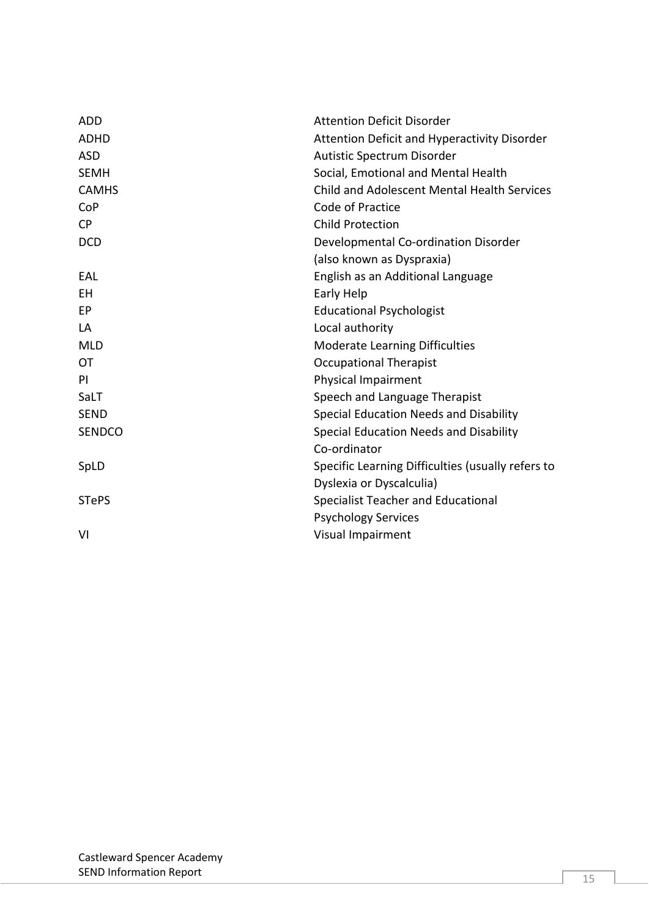| | |
|---|---|
| ADD | Attention Deficit Disorder |
| ADHD | Attention Deficit and Hyperactivity Disorder |
| ASD | Autistic Spectrum Disorder |
| SEMH | Social, Emotional and Mental Health |
| CAMHS | Child and Adolescent Mental Health Services |
| CoP | Code of Practice |
| CP | Child Protection |
| DCD | Developmental Co-ordination Disorder (also known as Dyspraxia) |
| EAL | English as an Additional Language |
| EH | Early Help |
| EP | Educational Psychologist |
| LA | Local authority |
| MLD | Moderate Learning Difficulties |
| OT | Occupational Therapist |
| PI | Physical Impairment |
| SaLT | Speech and Language Therapist |
| SEND | Special Education Needs and Disability |
| SENDCO | Special Education Needs and Disability Co-ordinator |
| SpLD | Specific Learning Difficulties (usually refers to Dyslexia or Dyscalculia) |
| STePS | Specialist Teacher and Educational Psychology Services |
| VI | Visual Impairment |